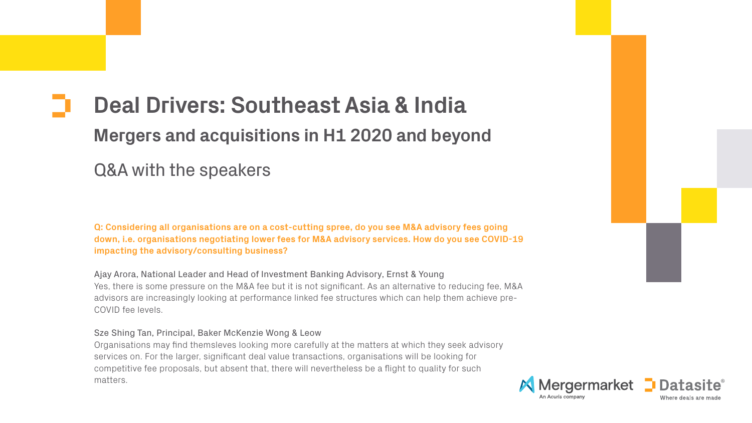# Deal Drivers: Southeast Asia & India

## Mergers and acquisitions in H1 2020 and beyond

Q&A with the speakers

**Q: Considering all organisations are on a cost-cutting spree, do you see M&A advisory fees going down, i.e. organisations negotiating lower fees for M&A advisory services. How do you see COVID-19 impacting the advisory/consulting business?**

Ajay Arora, National Leader and Head of Investment Banking Advisory, Ernst & Young
Yes, there is some pressure on the M&A fee but it is not significant. As an alternative to reducing fee, M&A advisors are increasingly looking at performance linked fee structures which can help them achieve pre-COVID fee levels.

Sze Shing Tan, Principal, Baker McKenzie Wong & Leow
Organisations may find themsleves looking more carefully at the matters at which they seek advisory services on. For the larger, significant deal value transactions, organisations will be looking for competitive fee proposals, but absent that, there will nevertheless be a flight to quality for such matters.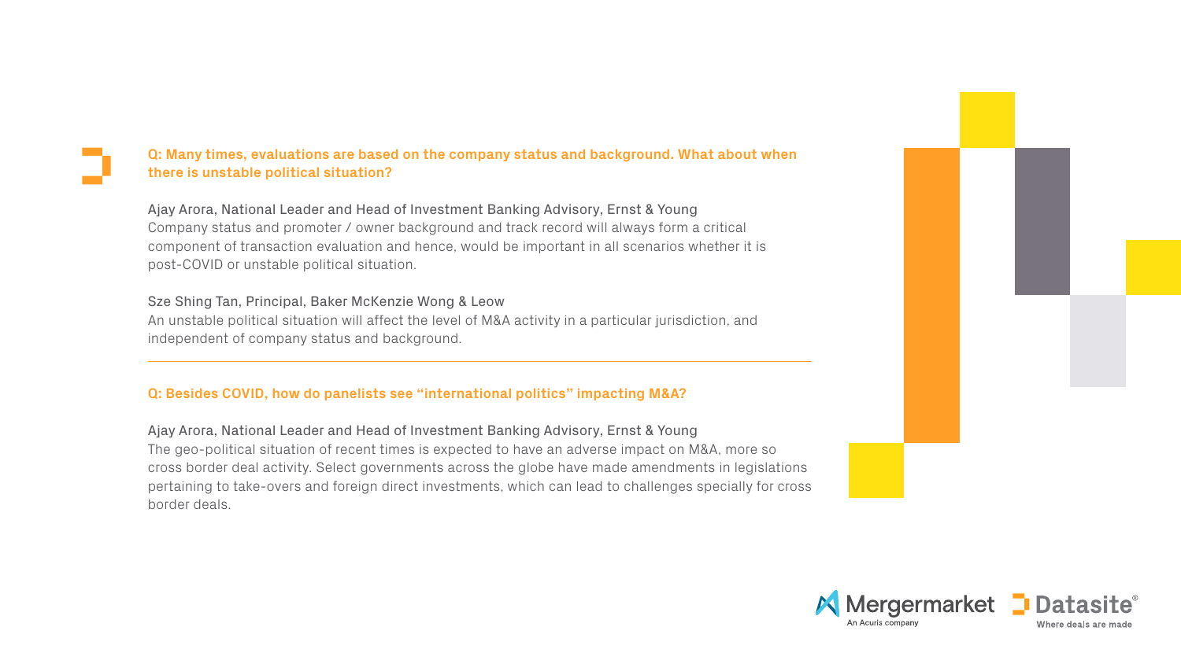**Q: Many times, evaluations are based on the company status and background. What about when there is unstable political situation?**

Ajay Arora, National Leader and Head of Investment Banking Advisory, Ernst & Young
Company status and promoter / owner background and track record will always form a critical component of transaction evaluation and hence, would be important in all scenarios whether it is post-COVID or unstable political situation.

Sze Shing Tan, Principal, Baker McKenzie Wong & Leow
An unstable political situation will affect the level of M&A activity in a particular jurisdiction, and independent of company status and background.

---

**Q: Besides COVID, how do panelists see "international politics" impacting M&A?**

Ajay Arora, National Leader and Head of Investment Banking Advisory, Ernst & Young
The geo-political situation of recent times is expected to have an adverse impact on M&A, more so cross border deal activity. Select governments across the globe have made amendments in legislations pertaining to take-overs and foreign direct investments, which can lead to challenges specially for cross border deals.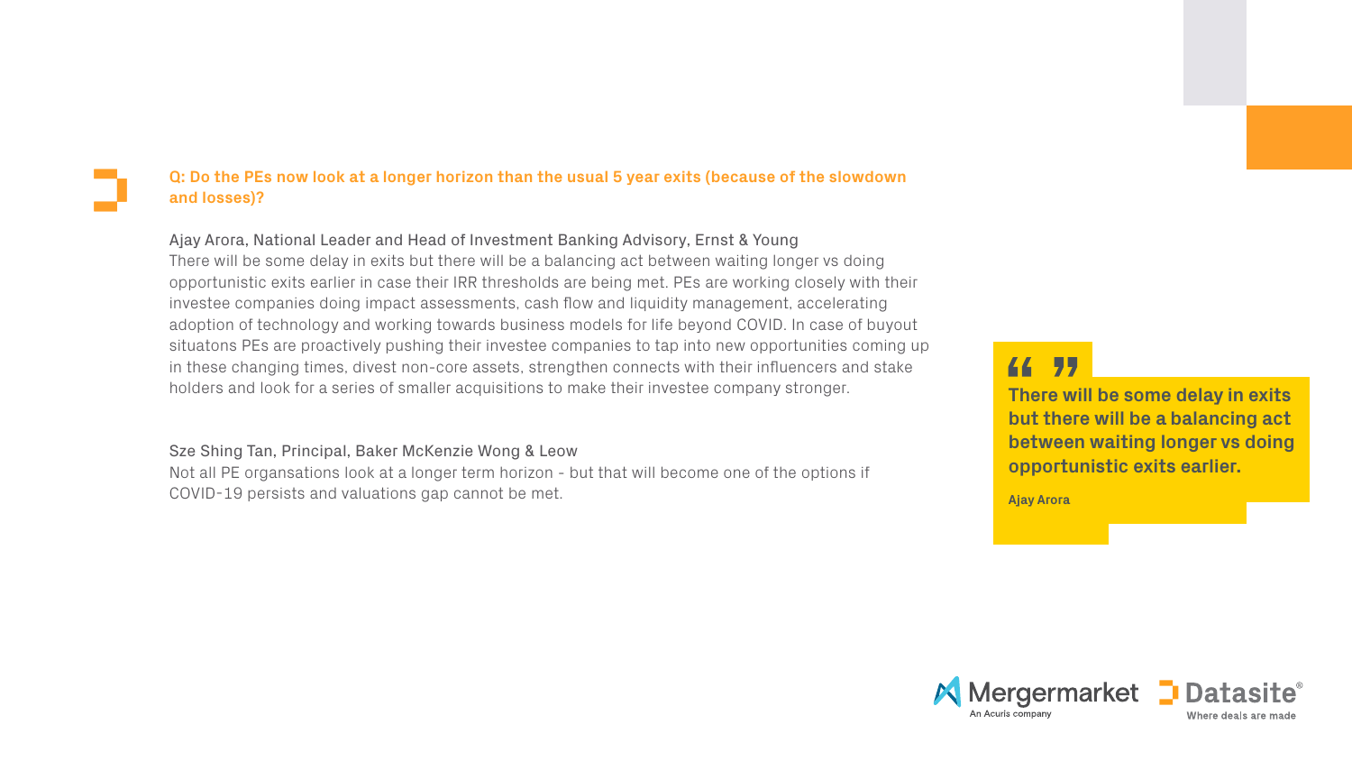**Q: Do the PEs now look at a longer horizon than the usual 5 year exits (because of the slowdown and losses)?**

Ajay Arora, National Leader and Head of Investment Banking Advisory, Ernst & Young

There will be some delay in exits but there will be a balancing act between waiting longer vs doing opportunistic exits earlier in case their IRR thresholds are being met. PEs are working closely with their investee companies doing impact assessments, cash flow and liquidity management, accelerating adoption of technology and working towards business models for life beyond COVID. In case of buyout situatons PEs are proactively pushing their investee companies to tap into new opportunities coming up in these changing times, divest non-core assets, strengthen connects with their influencers and stake holders and look for a series of smaller acquisitions to make their investee company stronger.

Sze Shing Tan, Principal, Baker McKenzie Wong & Leow

Not all PE organsations look at a longer term horizon - but that will become one of the options if COVID-19 persists and valuations gap cannot be met.

> **There will be some delay in exits but there will be a balancing act between waiting longer vs doing opportunistic exits earlier.**
>
> **Ajay Arora**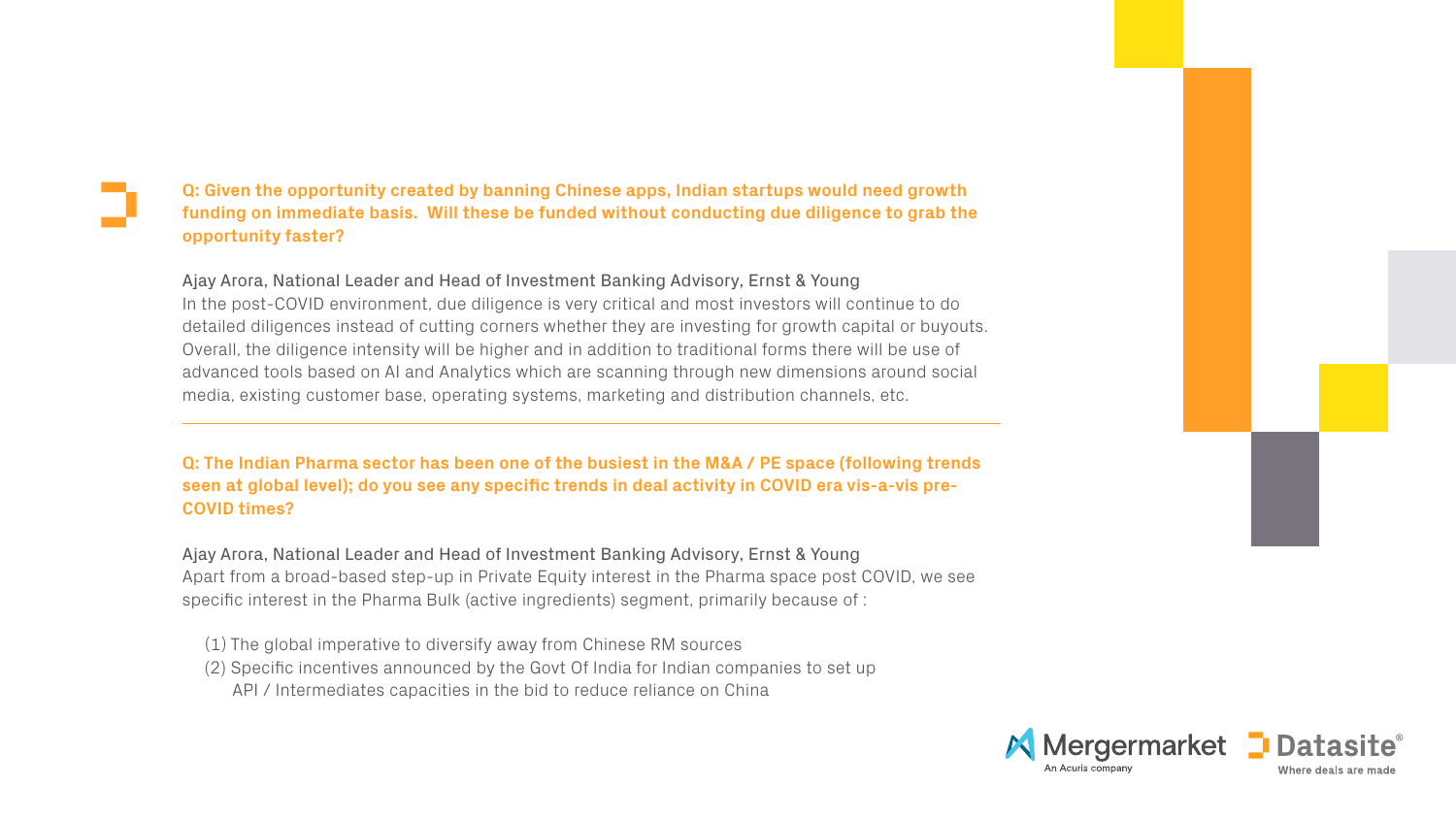**Q: Given the opportunity created by banning Chinese apps, Indian startups would need growth funding on immediate basis. Will these be funded without conducting due diligence to grab the opportunity faster?**

Ajay Arora, National Leader and Head of Investment Banking Advisory, Ernst & Young
In the post-COVID environment, due diligence is very critical and most investors will continue to do detailed diligences instead of cutting corners whether they are investing for growth capital or buyouts. Overall, the diligence intensity will be higher and in addition to traditional forms there will be use of advanced tools based on AI and Analytics which are scanning through new dimensions around social media, existing customer base, operating systems, marketing and distribution channels, etc.

---

**Q: The Indian Pharma sector has been one of the busiest in the M&A / PE space (following trends seen at global level); do you see any specific trends in deal activity in COVID era vis-a-vis pre-COVID times?**

Ajay Arora, National Leader and Head of Investment Banking Advisory, Ernst & Young
Apart from a broad-based step-up in Private Equity interest in the Pharma space post COVID, we see specific interest in the Pharma Bulk (active ingredients) segment, primarily because of :

(1) The global imperative to diversify away from Chinese RM sources
(2) Specific incentives announced by the Govt Of India for Indian companies to set up API / Intermediates capacities in the bid to reduce reliance on China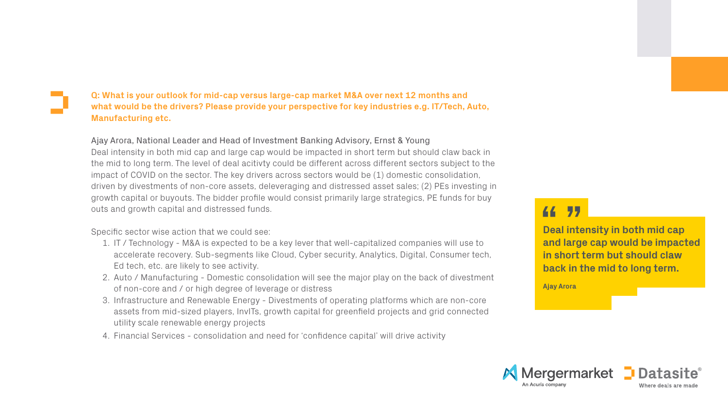**Q: What is your outlook for mid-cap versus large-cap market M&A over next 12 months and what would be the drivers? Please provide your perspective for key industries e.g. IT/Tech, Auto, Manufacturing etc.**

Ajay Arora, National Leader and Head of Investment Banking Advisory, Ernst & Young

Deal intensity in both mid cap and large cap would be impacted in short term but should claw back in the mid to long term. The level of deal acitivty could be different across different sectors subject to the impact of COVID on the sector. The key drivers across sectors would be (1) domestic consolidation, driven by divestments of non-core assets, deleveraging and distressed asset sales; (2) PEs investing in growth capital or buyouts. The bidder profile would consist primarily large strategics, PE funds for buy outs and growth capital and distressed funds.

Specific sector wise action that we could see:

1. IT / Technology - M&A is expected to be a key lever that well-capitalized companies will use to accelerate recovery. Sub-segments like Cloud, Cyber security, Analytics, Digital, Consumer tech, Ed tech, etc. are likely to see activity.
2. Auto / Manufacturing - Domestic consolidation will see the major play on the back of divestment of non-core and / or high degree of leverage or distress
3. Infrastructure and Renewable Energy - Divestments of operating platforms which are non-core assets from mid-sized players, InvITs, growth capital for greenfield projects and grid connected utility scale renewable energy projects
4. Financial Services - consolidation and need for 'confidence capital' will drive activity

> **Deal intensity in both mid cap and large cap would be impacted in short term but should claw back in the mid to long term.**
>
> **Ajay Arora**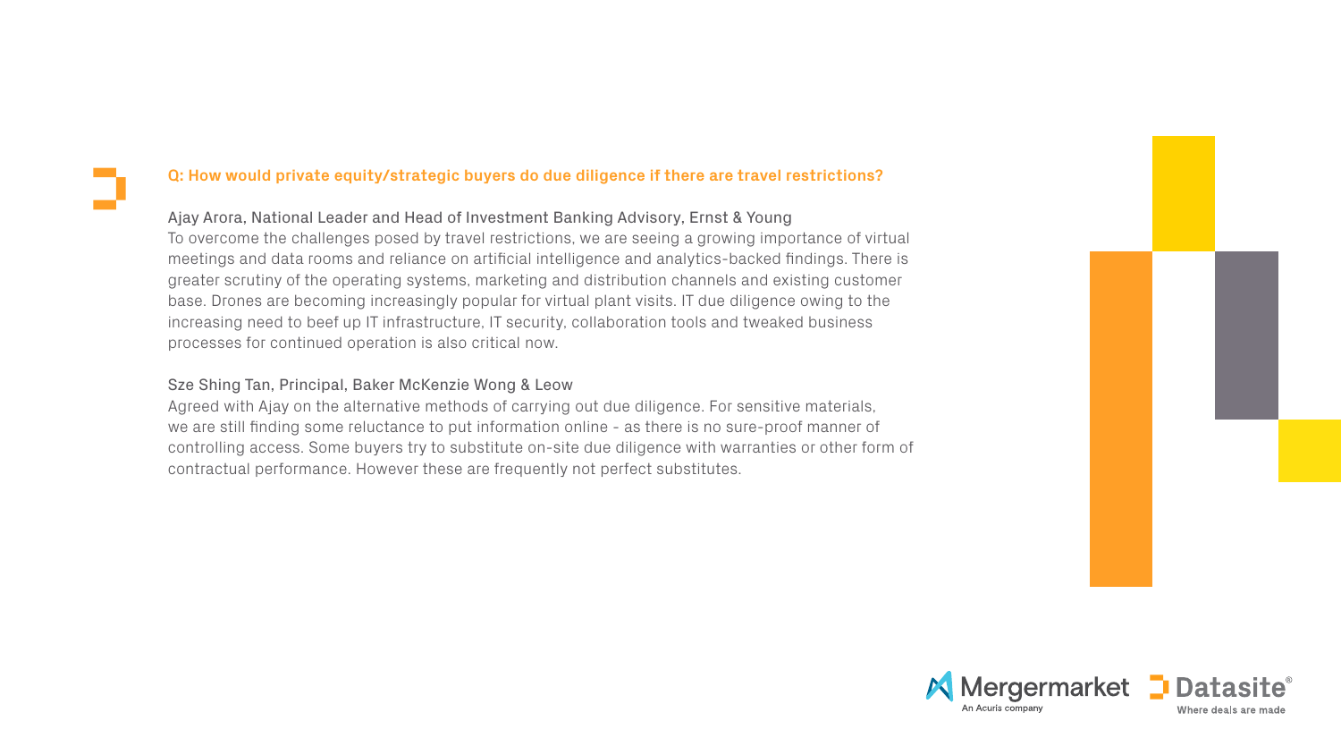**Q: How would private equity/strategic buyers do due diligence if there are travel restrictions?**

Ajay Arora, National Leader and Head of Investment Banking Advisory, Ernst & Young

To overcome the challenges posed by travel restrictions, we are seeing a growing importance of virtual meetings and data rooms and reliance on artificial intelligence and analytics-backed findings. There is greater scrutiny of the operating systems, marketing and distribution channels and existing customer base. Drones are becoming increasingly popular for virtual plant visits. IT due diligence owing to the increasing need to beef up IT infrastructure, IT security, collaboration tools and tweaked business processes for continued operation is also critical now.

Sze Shing Tan, Principal, Baker McKenzie Wong & Leow

Agreed with Ajay on the alternative methods of carrying out due diligence. For sensitive materials, we are still finding some reluctance to put information online - as there is no sure-proof manner of controlling access. Some buyers try to substitute on-site due diligence with warranties or other form of contractual performance. However these are frequently not perfect substitutes.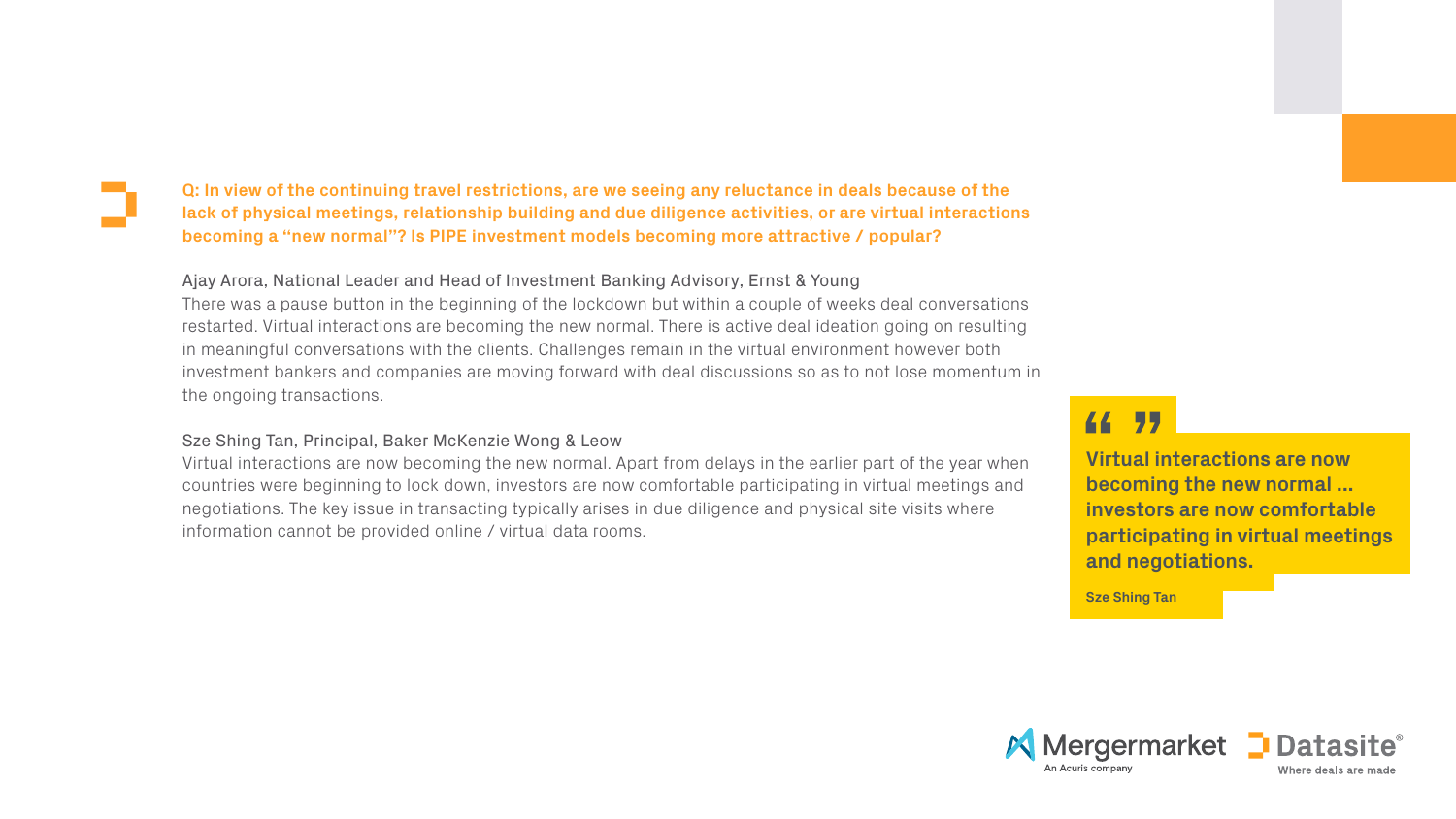**Q: In view of the continuing travel restrictions, are we seeing any reluctance in deals because of the lack of physical meetings, relationship building and due diligence activities, or are virtual interactions becoming a "new normal"? Is PIPE investment models becoming more attractive / popular?**

Ajay Arora, National Leader and Head of Investment Banking Advisory, Ernst & Young

There was a pause button in the beginning of the lockdown but within a couple of weeks deal conversations restarted. Virtual interactions are becoming the new normal. There is active deal ideation going on resulting in meaningful conversations with the clients. Challenges remain in the virtual environment however both investment bankers and companies are moving forward with deal discussions so as to not lose momentum in the ongoing transactions.

Sze Shing Tan, Principal, Baker McKenzie Wong & Leow

Virtual interactions are now becoming the new normal. Apart from delays in the earlier part of the year when countries were beginning to lock down, investors are now comfortable participating in virtual meetings and negotiations. The key issue in transacting typically arises in due diligence and physical site visits where information cannot be provided online / virtual data rooms.

> **Virtual interactions are now becoming the new normal … investors are now comfortable participating in virtual meetings and negotiations.**
>
> **Sze Shing Tan**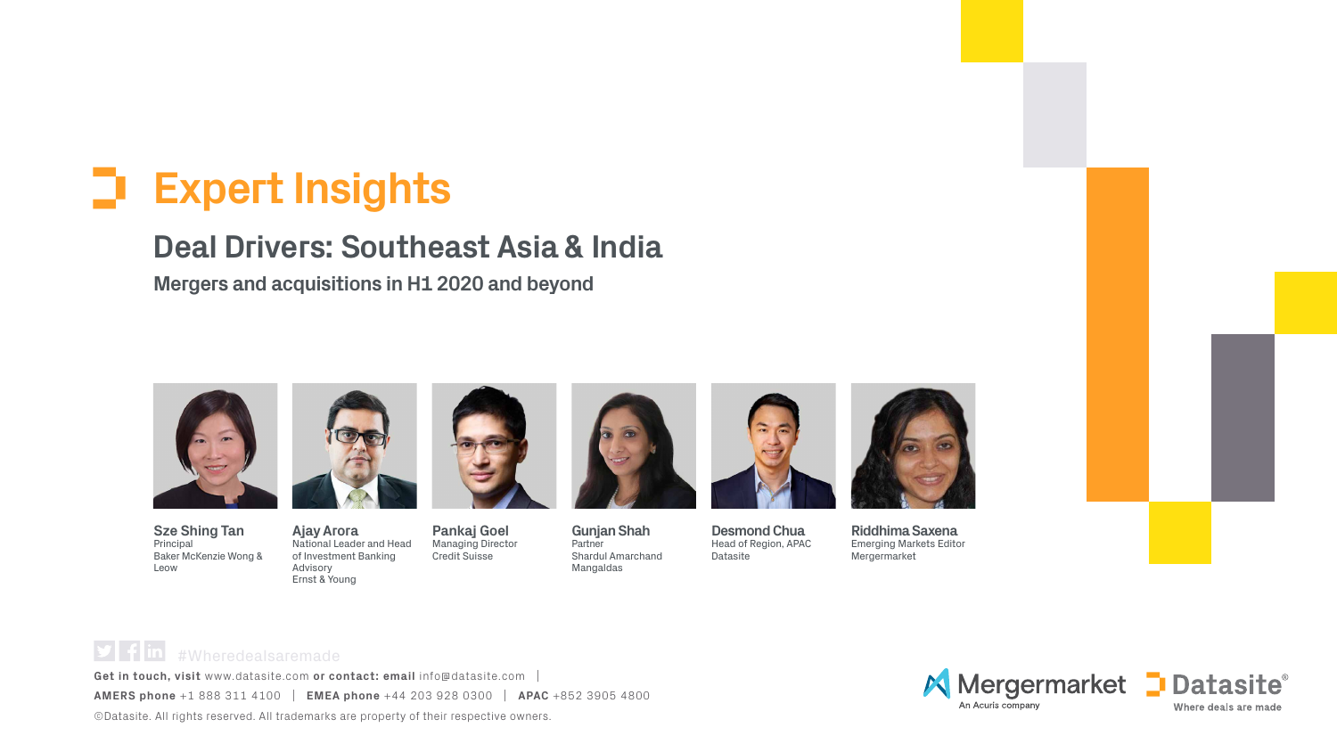# Expert Insights

## Deal Drivers: Southeast Asia & India

### Mergers and acquisitions in H1 2020 and beyond

**Sze Shing Tan**
Principal
Baker McKenzie Wong & Leow

**Ajay Arora**
National Leader and Head of Investment Banking Advisory
Ernst & Young

**Pankaj Goel**
Managing Director
Credit Suisse

**Gunjan Shah**
Partner
Shardul Amarchand Mangaldas

**Desmond Chua**
Head of Region, APAC
Datasite

**Riddhima Saxena**
Emerging Markets Editor
Mergermarket

#Wheredealsaremade

**Get in touch, visit** www.datasite.com **or contact: email** info@datasite.com |
**AMERS phone** +1 888 311 4100 | **EMEA phone** +44 203 928 0300 | **APAC** +852 3905 4800

©Datasite. All rights reserved. All trademarks are property of their respective owners.

Mergermarket — An Acuris company

Datasite® — Where deals are made